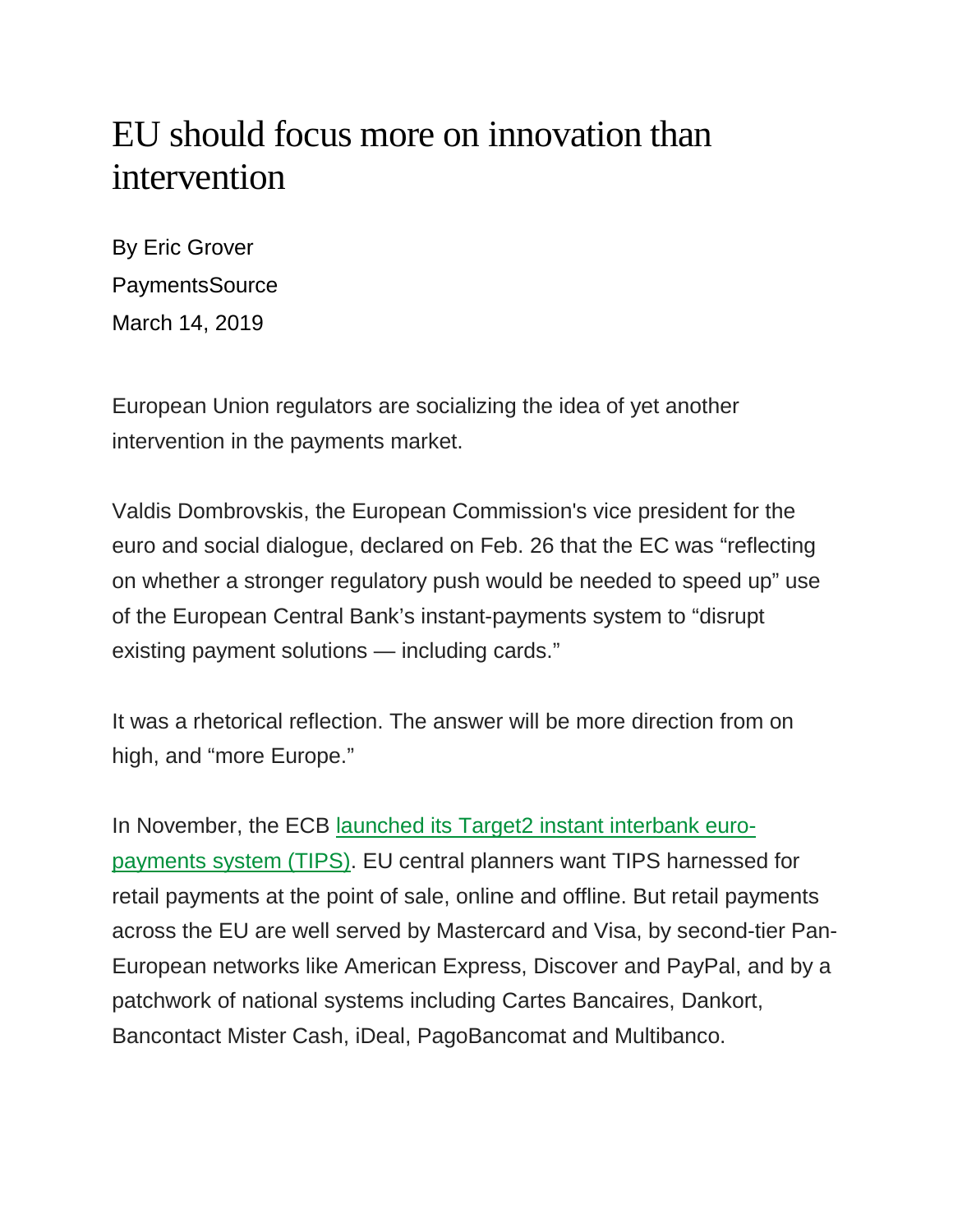# EU should focus more on innovation than intervention

By Eric Grover

PaymentsSource

March 14, 2019

European Union regulators are socializing the idea of yet another intervention in the payments market.

Valdis Dombrovskis, the European Commission's vice president for the euro and social dialogue, declared on Feb. 26 that the EC was "reflecting on whether a stronger regulatory push would be needed to speed up" use of the European Central Bank's instant-payments system to "disrupt existing payment solutions — including cards."

It was a rhetorical reflection. The answer will be more direction from on high, and "more Europe."

In November, the ECB [launched its Target2 instant interbank euro-payments system (TIPS)](). EU central planners want TIPS harnessed for retail payments at the point of sale, online and offline. But retail payments across the EU are well served by Mastercard and Visa, by second-tier Pan-European networks like American Express, Discover and PayPal, and by a patchwork of national systems including Cartes Bancaires, Dankort, Bancontact Mister Cash, iDeal, PagoBancomat and Multibanco.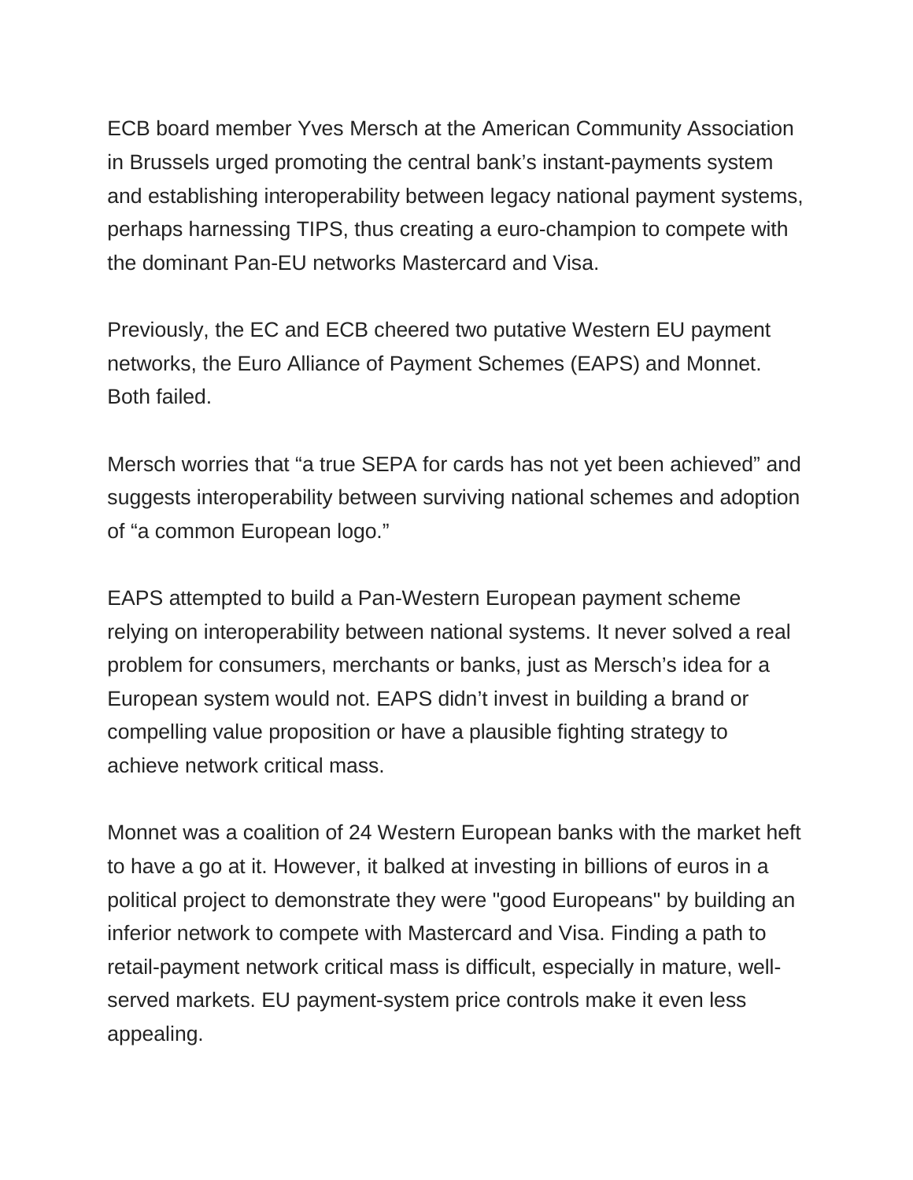ECB board member Yves Mersch at the American Community Association in Brussels urged promoting the central bank's instant-payments system and establishing interoperability between legacy national payment systems, perhaps harnessing TIPS, thus creating a euro-champion to compete with the dominant Pan-EU networks Mastercard and Visa.

Previously, the EC and ECB cheered two putative Western EU payment networks, the Euro Alliance of Payment Schemes (EAPS) and Monnet. Both failed.

Mersch worries that "a true SEPA for cards has not yet been achieved" and suggests interoperability between surviving national schemes and adoption of "a common European logo."

EAPS attempted to build a Pan-Western European payment scheme relying on interoperability between national systems. It never solved a real problem for consumers, merchants or banks, just as Mersch's idea for a European system would not. EAPS didn't invest in building a brand or compelling value proposition or have a plausible fighting strategy to achieve network critical mass.

Monnet was a coalition of 24 Western European banks with the market heft to have a go at it. However, it balked at investing in billions of euros in a political project to demonstrate they were "good Europeans" by building an inferior network to compete with Mastercard and Visa. Finding a path to retail-payment network critical mass is difficult, especially in mature, well-served markets. EU payment-system price controls make it even less appealing.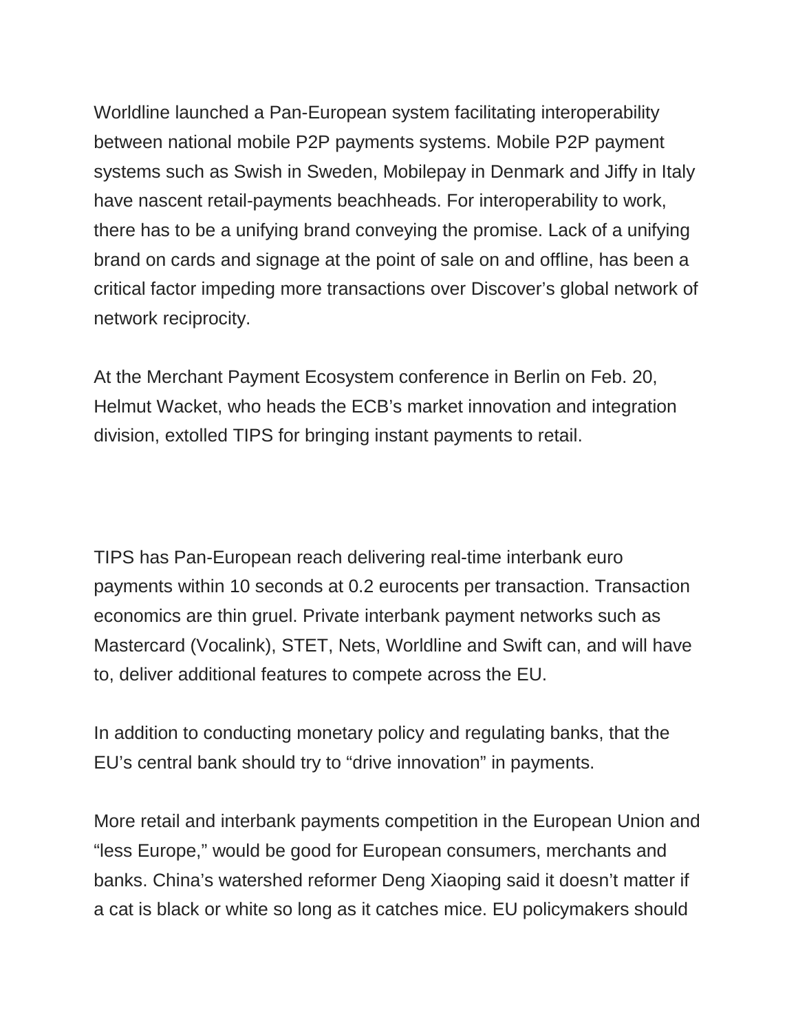Worldline launched a Pan-European system facilitating interoperability between national mobile P2P payments systems. Mobile P2P payment systems such as Swish in Sweden, Mobilepay in Denmark and Jiffy in Italy have nascent retail-payments beachheads. For interoperability to work, there has to be a unifying brand conveying the promise. Lack of a unifying brand on cards and signage at the point of sale on and offline, has been a critical factor impeding more transactions over Discover's global network of network reciprocity.

At the Merchant Payment Ecosystem conference in Berlin on Feb. 20, Helmut Wacket, who heads the ECB's market innovation and integration division, extolled TIPS for bringing instant payments to retail.

TIPS has Pan-European reach delivering real-time interbank euro payments within 10 seconds at 0.2 eurocents per transaction. Transaction economics are thin gruel. Private interbank payment networks such as Mastercard (Vocalink), STET, Nets, Worldline and Swift can, and will have to, deliver additional features to compete across the EU.

In addition to conducting monetary policy and regulating banks, that the EU's central bank should try to "drive innovation" in payments.

More retail and interbank payments competition in the European Union and "less Europe," would be good for European consumers, merchants and banks. China's watershed reformer Deng Xiaoping said it doesn't matter if a cat is black or white so long as it catches mice. EU policymakers should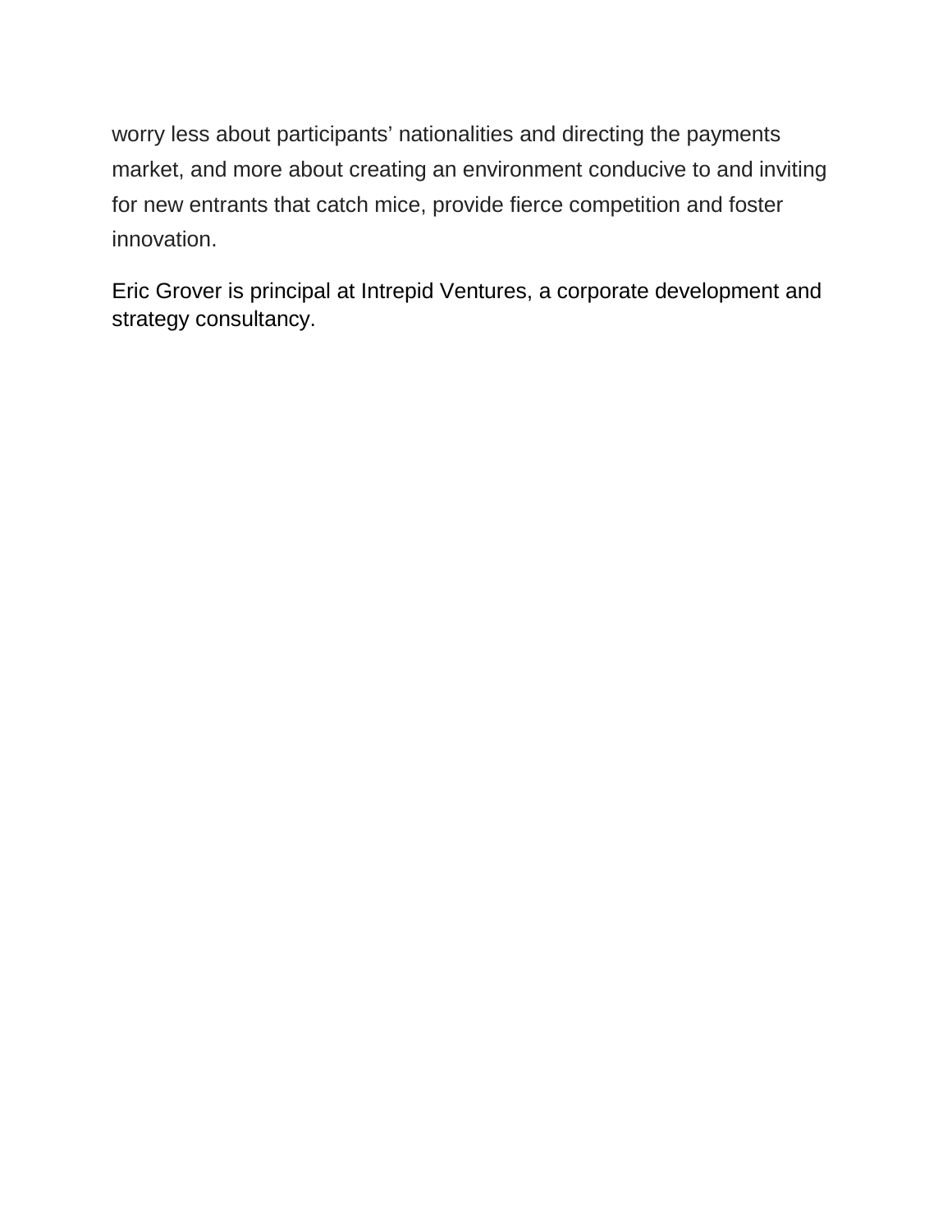worry less about participants’ nationalities and directing the payments market, and more about creating an environment conducive to and inviting for new entrants that catch mice, provide fierce competition and foster innovation.

Eric Grover is principal at Intrepid Ventures, a corporate development and strategy consultancy.